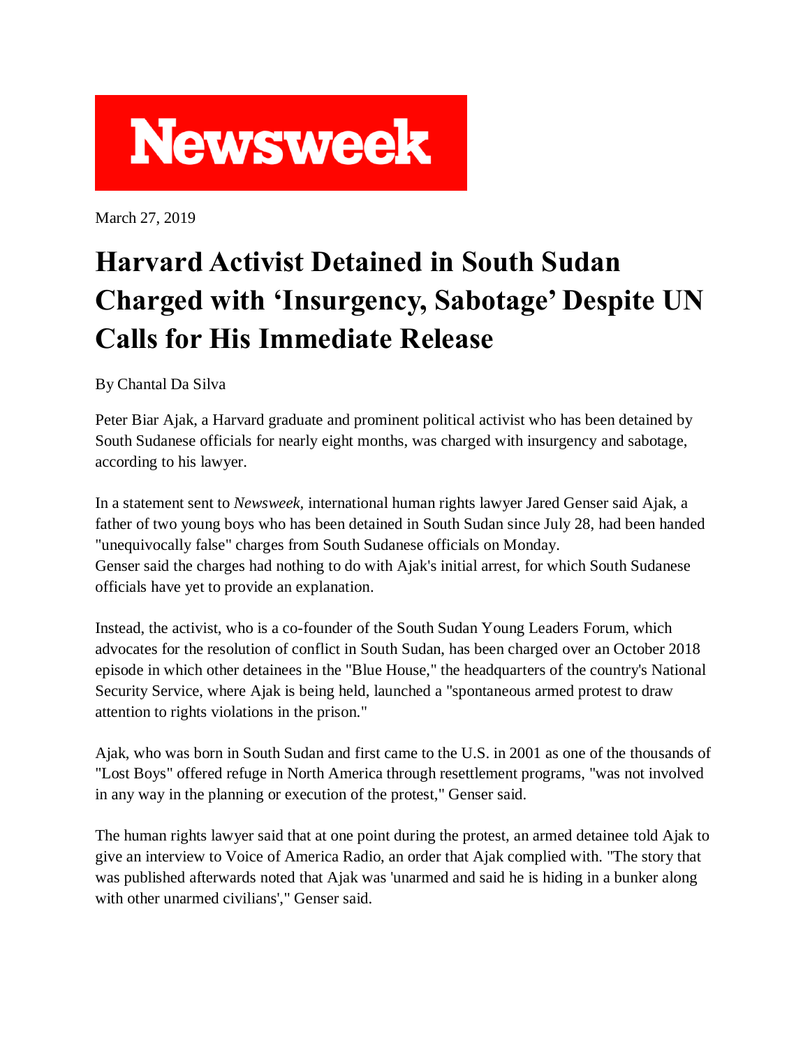**Newsweek**

March 27, 2019

# Harvard Activist Detained in South Sudan Charged with 'Insurgency, Sabotage' Despite UN Calls for His Immediate Release

By Chantal Da Silva

Peter Biar Ajak, a Harvard graduate and prominent political activist who has been detained by South Sudanese officials for nearly eight months, was charged with insurgency and sabotage, according to his lawyer.

In a statement sent to *Newsweek*, international human rights lawyer Jared Genser said Ajak, a father of two young boys who has been detained in South Sudan since July 28, had been handed "unequivocally false" charges from South Sudanese officials on Monday.
Genser said the charges had nothing to do with Ajak's initial arrest, for which South Sudanese officials have yet to provide an explanation.

Instead, the activist, who is a co-founder of the South Sudan Young Leaders Forum, which advocates for the resolution of conflict in South Sudan, has been charged over an October 2018 episode in which other detainees in the "Blue House," the headquarters of the country's National Security Service, where Ajak is being held, launched a "spontaneous armed protest to draw attention to rights violations in the prison."

Ajak, who was born in South Sudan and first came to the U.S. in 2001 as one of the thousands of "Lost Boys" offered refuge in North America through resettlement programs, "was not involved in any way in the planning or execution of the protest," Genser said.

The human rights lawyer said that at one point during the protest, an armed detainee told Ajak to give an interview to Voice of America Radio, an order that Ajak complied with. "The story that was published afterwards noted that Ajak was 'unarmed and said he is hiding in a bunker along with other unarmed civilians'," Genser said.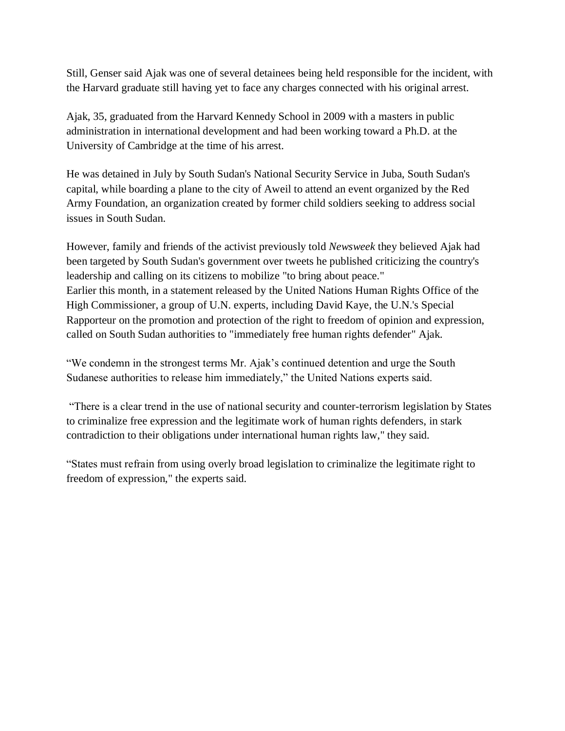Still, Genser said Ajak was one of several detainees being held responsible for the incident, with the Harvard graduate still having yet to face any charges connected with his original arrest.

Ajak, 35, graduated from the Harvard Kennedy School in 2009 with a masters in public administration in international development and had been working toward a Ph.D. at the University of Cambridge at the time of his arrest.

He was detained in July by South Sudan's National Security Service in Juba, South Sudan's capital, while boarding a plane to the city of Aweil to attend an event organized by the Red Army Foundation, an organization created by former child soldiers seeking to address social issues in South Sudan.

However, family and friends of the activist previously told *Newsweek* they believed Ajak had been targeted by South Sudan's government over tweets he published criticizing the country's leadership and calling on its citizens to mobilize "to bring about peace."

Earlier this month, in a statement released by the United Nations Human Rights Office of the High Commissioner, a group of U.N. experts, including David Kaye, the U.N.'s Special Rapporteur on the promotion and protection of the right to freedom of opinion and expression, called on South Sudan authorities to "immediately free human rights defender" Ajak.

“We condemn in the strongest terms Mr. Ajak’s continued detention and urge the South Sudanese authorities to release him immediately,” the United Nations experts said.

“There is a clear trend in the use of national security and counter-terrorism legislation by States to criminalize free expression and the legitimate work of human rights defenders, in stark contradiction to their obligations under international human rights law," they said.

“States must refrain from using overly broad legislation to criminalize the legitimate right to freedom of expression," the experts said.